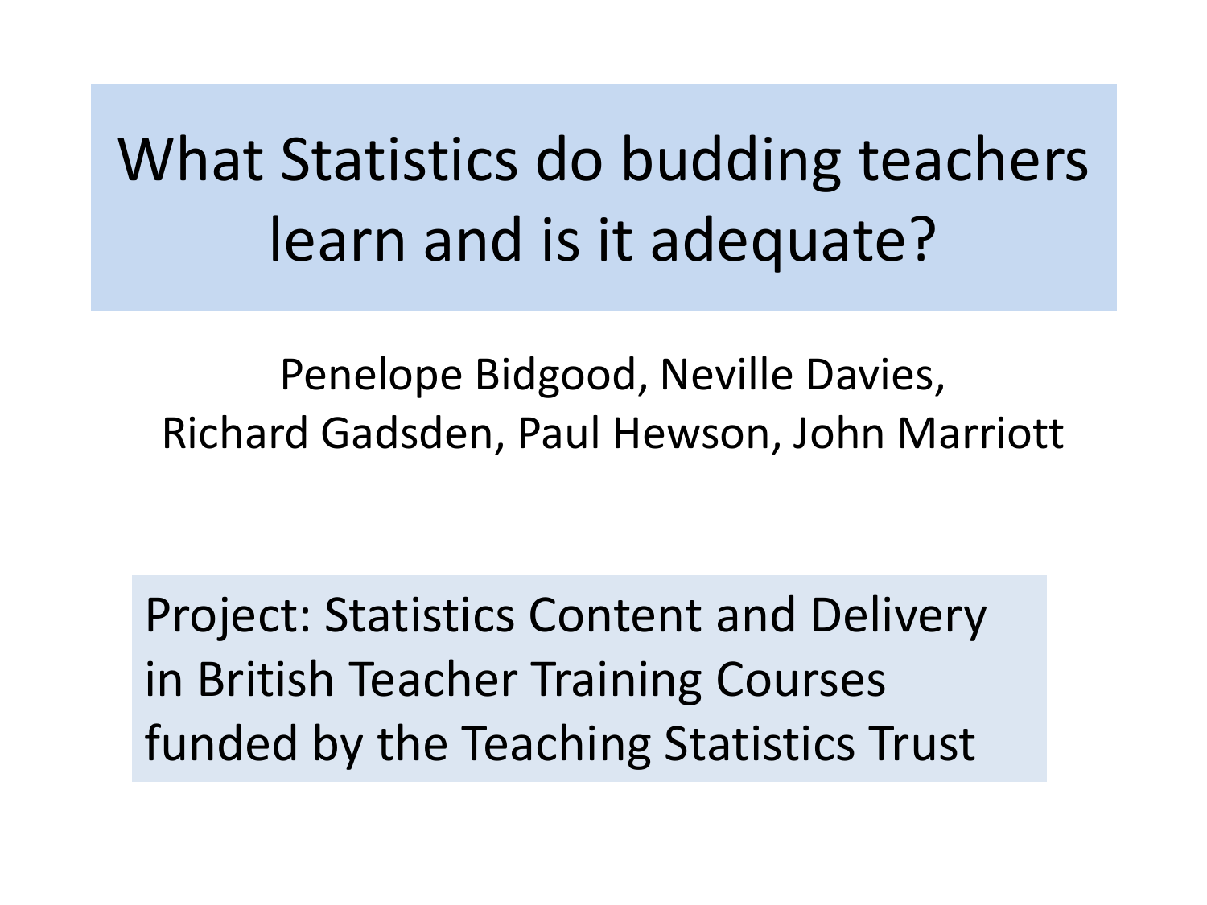# What Statistics do budding teachers learn and is it adequate?

Penelope Bidgood, Neville Davies,
Richard Gadsden, Paul Hewson, John Marriott

Project: Statistics Content and Delivery in British Teacher Training Courses funded by the Teaching Statistics Trust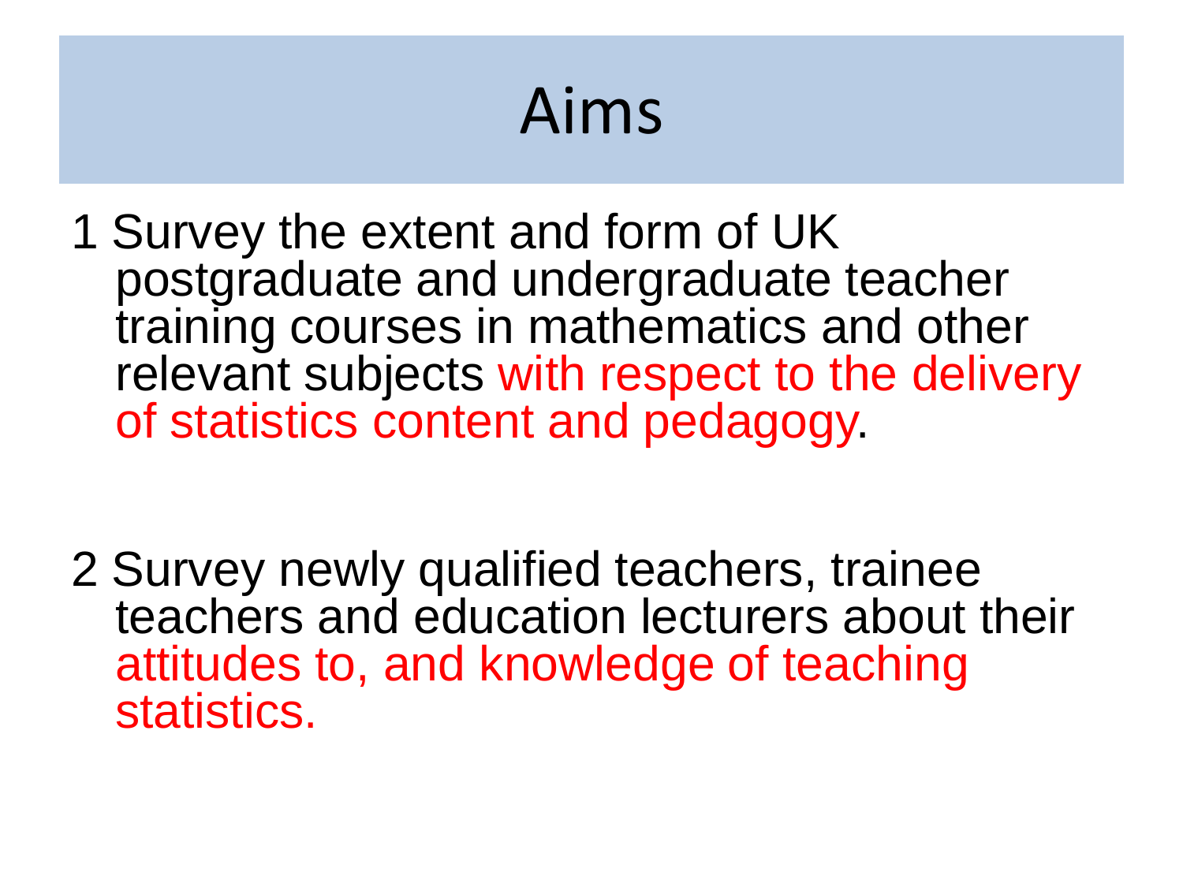# Aims

1 Survey the extent and form of UK postgraduate and undergraduate teacher training courses in mathematics and other relevant subjects with respect to the delivery of statistics content and pedagogy.

2 Survey newly qualified teachers, trainee teachers and education lecturers about their attitudes to, and knowledge of teaching statistics.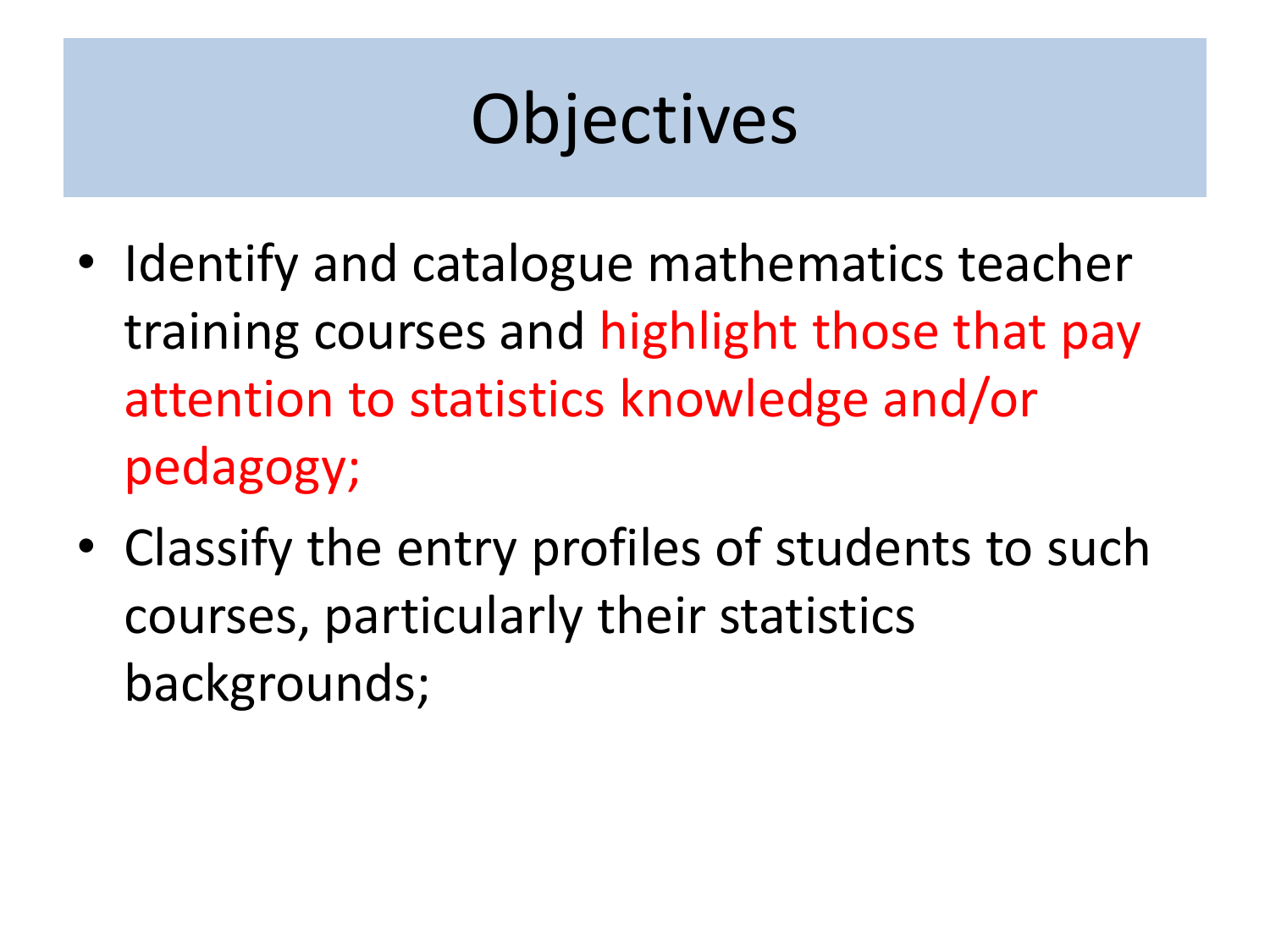# Objectives

- Identify and catalogue mathematics teacher training courses and highlight those that pay attention to statistics knowledge and/or pedagogy;
- Classify the entry profiles of students to such courses, particularly their statistics backgrounds;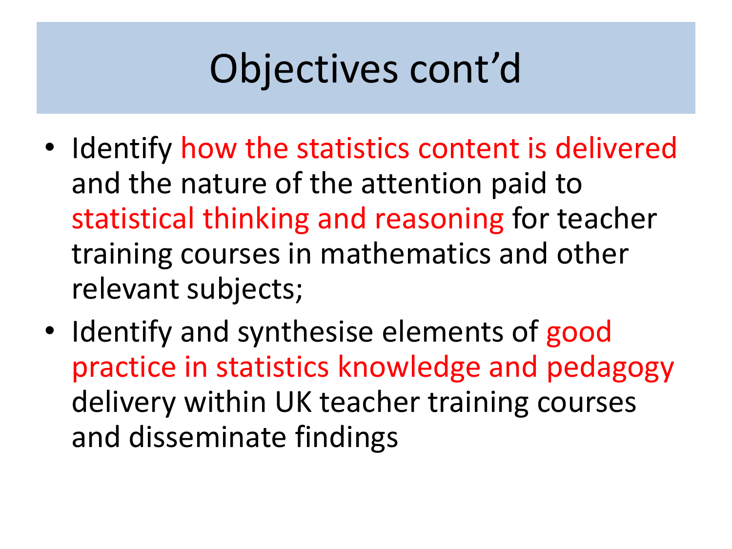# Objectives cont’d

- Identify how the statistics content is delivered and the nature of the attention paid to statistical thinking and reasoning for teacher training courses in mathematics and other relevant subjects;
- Identify and synthesise elements of good practice in statistics knowledge and pedagogy delivery within UK teacher training courses and disseminate findings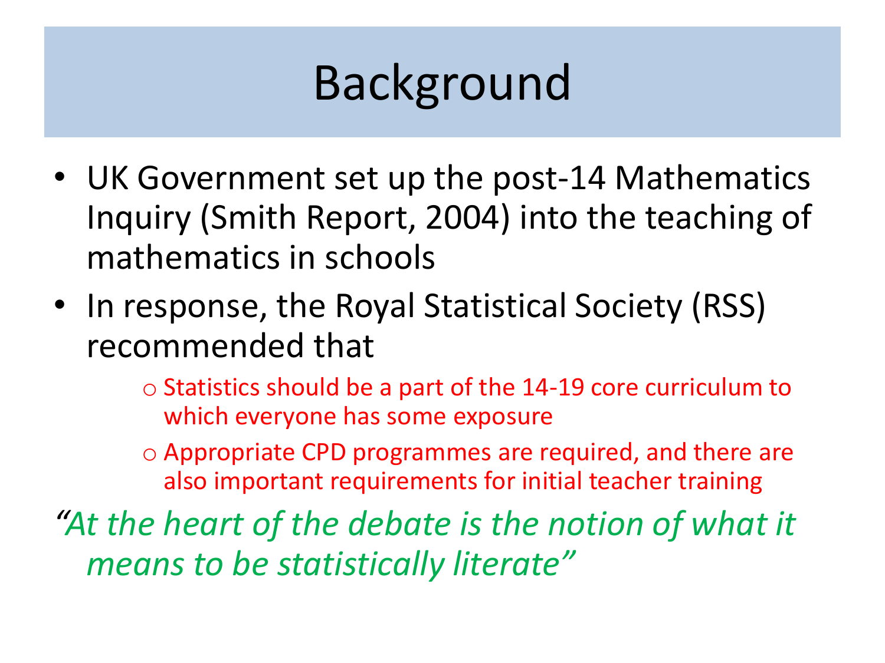# Background

- UK Government set up the post-14 Mathematics Inquiry (Smith Report, 2004) into the teaching of mathematics in schools
- In response, the Royal Statistical Society (RSS) recommended that
  - Statistics should be a part of the 14-19 core curriculum to which everyone has some exposure
  - Appropriate CPD programmes are required, and there are also important requirements for initial teacher training

*"At the heart of the debate is the notion of what it means to be statistically literate"*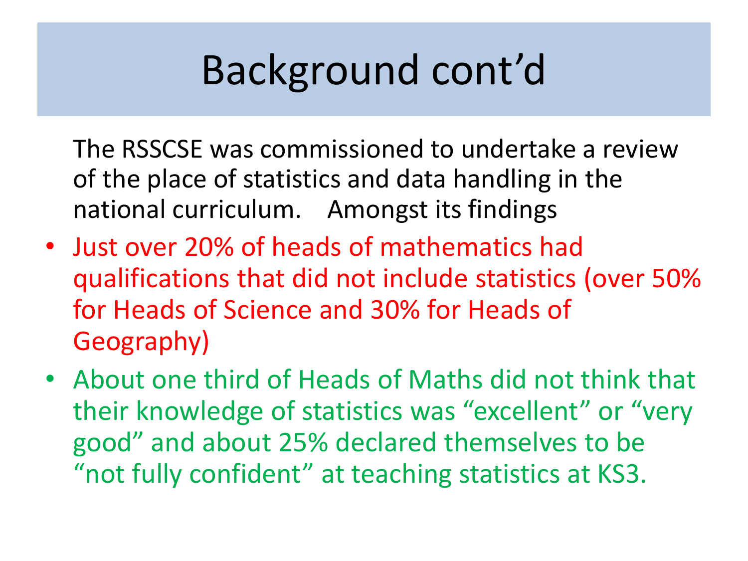# Background cont'd

The RSSCSE was commissioned to undertake a review of the place of statistics and data handling in the national curriculum. Amongst its findings

- Just over 20% of heads of mathematics had qualifications that did not include statistics (over 50% for Heads of Science and 30% for Heads of Geography)
- About one third of Heads of Maths did not think that their knowledge of statistics was "excellent" or "very good" and about 25% declared themselves to be "not fully confident" at teaching statistics at KS3.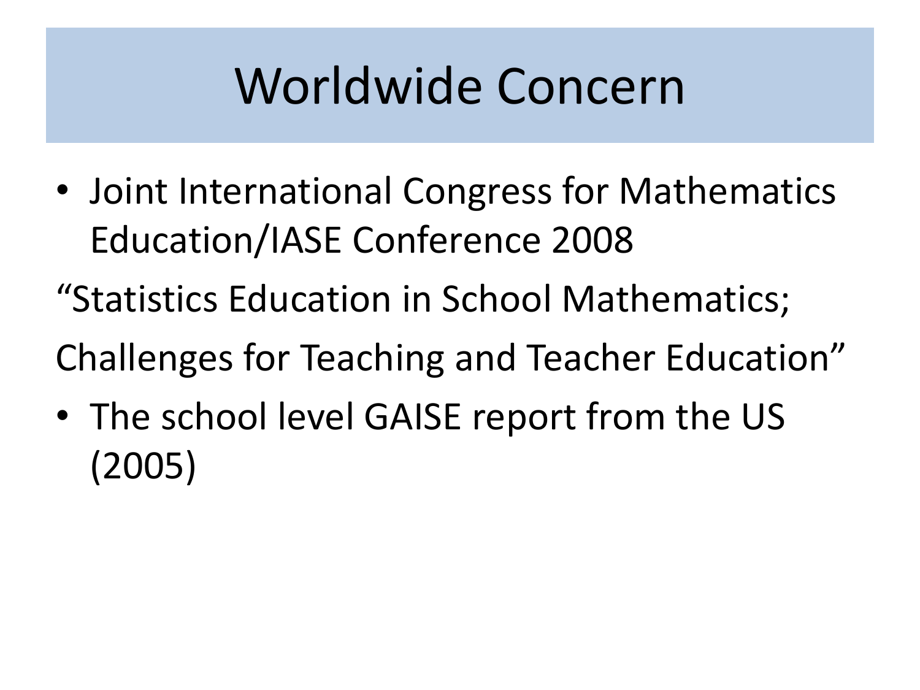# Worldwide Concern

- Joint International Congress for Mathematics Education/IASE Conference 2008

"Statistics Education in School Mathematics;

Challenges for Teaching and Teacher Education"

- The school level GAISE report from the US (2005)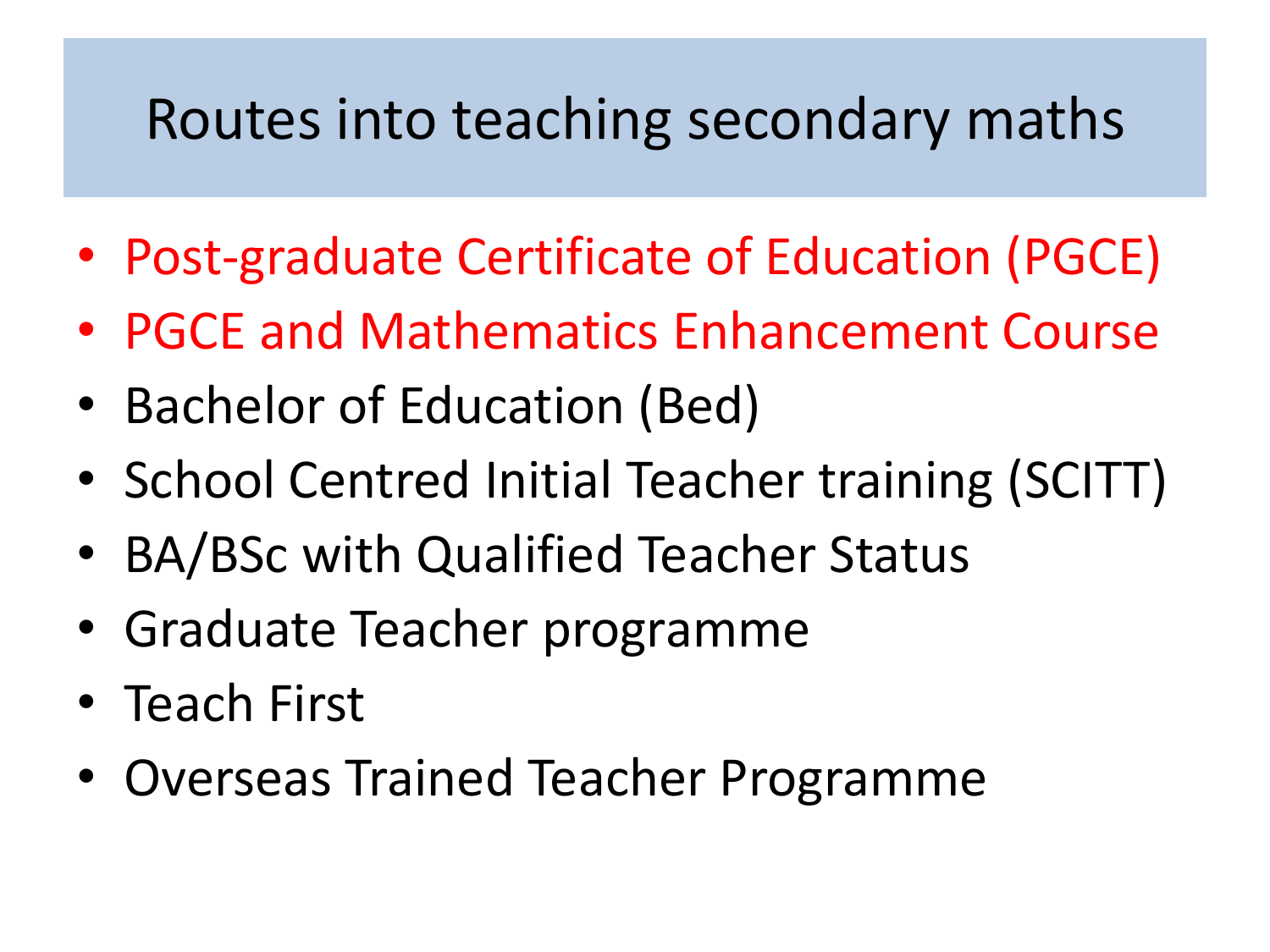# Routes into teaching secondary maths

- Post-graduate Certificate of Education (PGCE)
- PGCE and Mathematics Enhancement Course
- Bachelor of Education (Bed)
- School Centred Initial Teacher training (SCITT)
- BA/BSc with Qualified Teacher Status
- Graduate Teacher programme
- Teach First
- Overseas Trained Teacher Programme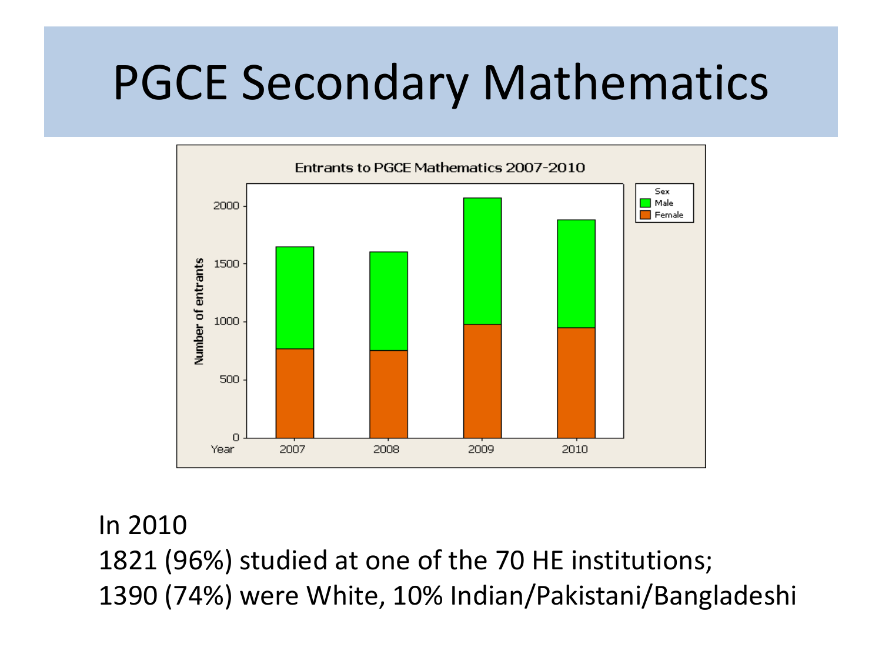# PGCE Secondary Mathematics

In 2010

1821 (96%) studied at one of the 70 HE institutions;

1390 (74%) were White, 10% Indian/Pakistani/Bangladeshi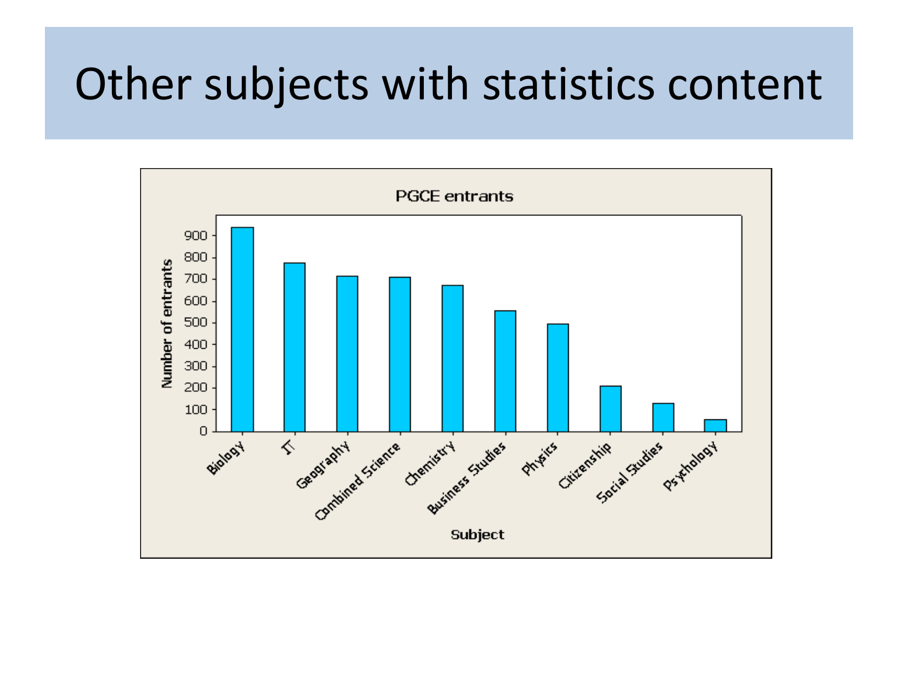# Other subjects with statistics content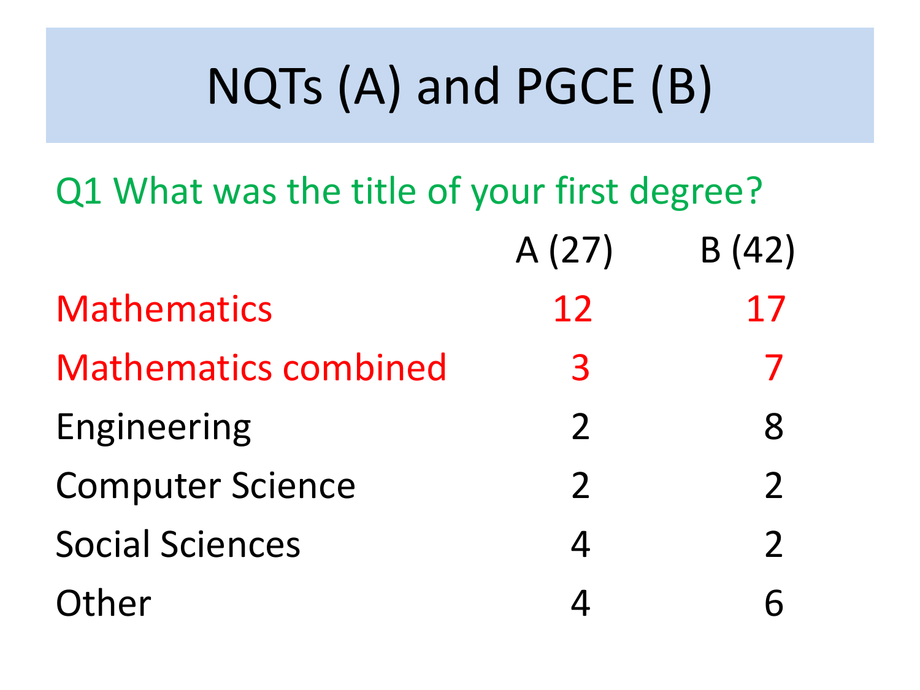# NQTs (A) and PGCE (B)

## Q1 What was the title of your first degree?

| | A (27) | B (42) |
|---|---|---|
| Mathematics | 12 | 17 |
| Mathematics combined | 3 | 7 |
| Engineering | 2 | 8 |
| Computer Science | 2 | 2 |
| Social Sciences | 4 | 2 |
| Other | 4 | 6 |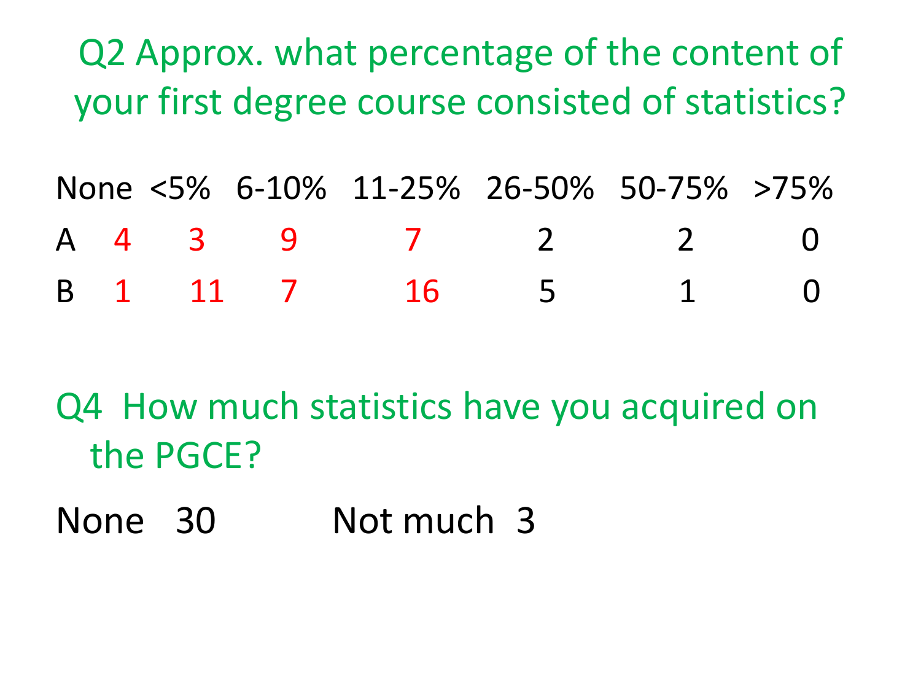## Q2 Approx. what percentage of the content of your first degree course consisted of statistics?

| | None | <5% | 6-10% | 11-25% | 26-50% | 50-75% | >75% |
|---|---|---|---|---|---|---|---|
| A | 4 | 3 | 9 | 7 | 2 | 2 | 0 |
| B | 1 | 11 | 7 | 16 | 5 | 1 | 0 |

## Q4 How much statistics have you acquired on the PGCE?

None 30 Not much 3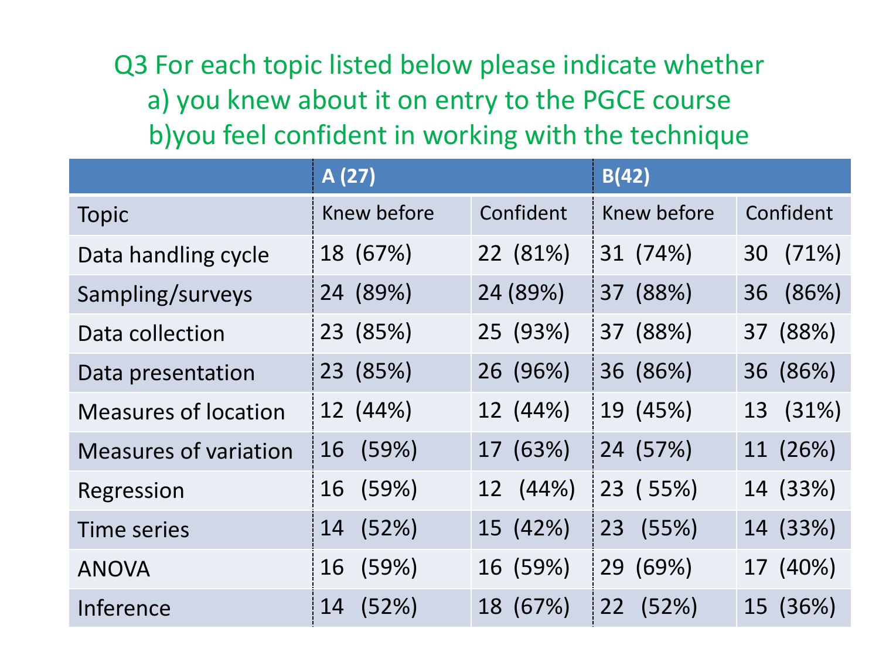# Q3 For each topic listed below please indicate whether a) you knew about it on entry to the PGCE course b) you feel confident in working with the technique

| | A (27) | | B(42) | |
|---|---|---|---|---|
| Topic | Knew before | Confident | Knew before | Confident |
| Data handling cycle | 18 (67%) | 22 (81%) | 31 (74%) | 30 (71%) |
| Sampling/surveys | 24 (89%) | 24 (89%) | 37 (88%) | 36 (86%) |
| Data collection | 23 (85%) | 25 (93%) | 37 (88%) | 37 (88%) |
| Data presentation | 23 (85%) | 26 (96%) | 36 (86%) | 36 (86%) |
| Measures of location | 12 (44%) | 12 (44%) | 19 (45%) | 13 (31%) |
| Measures of variation | 16 (59%) | 17 (63%) | 24 (57%) | 11 (26%) |
| Regression | 16 (59%) | 12 (44%) | 23 ( 55%) | 14 (33%) |
| Time series | 14 (52%) | 15 (42%) | 23 (55%) | 14 (33%) |
| ANOVA | 16 (59%) | 16 (59%) | 29 (69%) | 17 (40%) |
| Inference | 14 (52%) | 18 (67%) | 22 (52%) | 15 (36%) |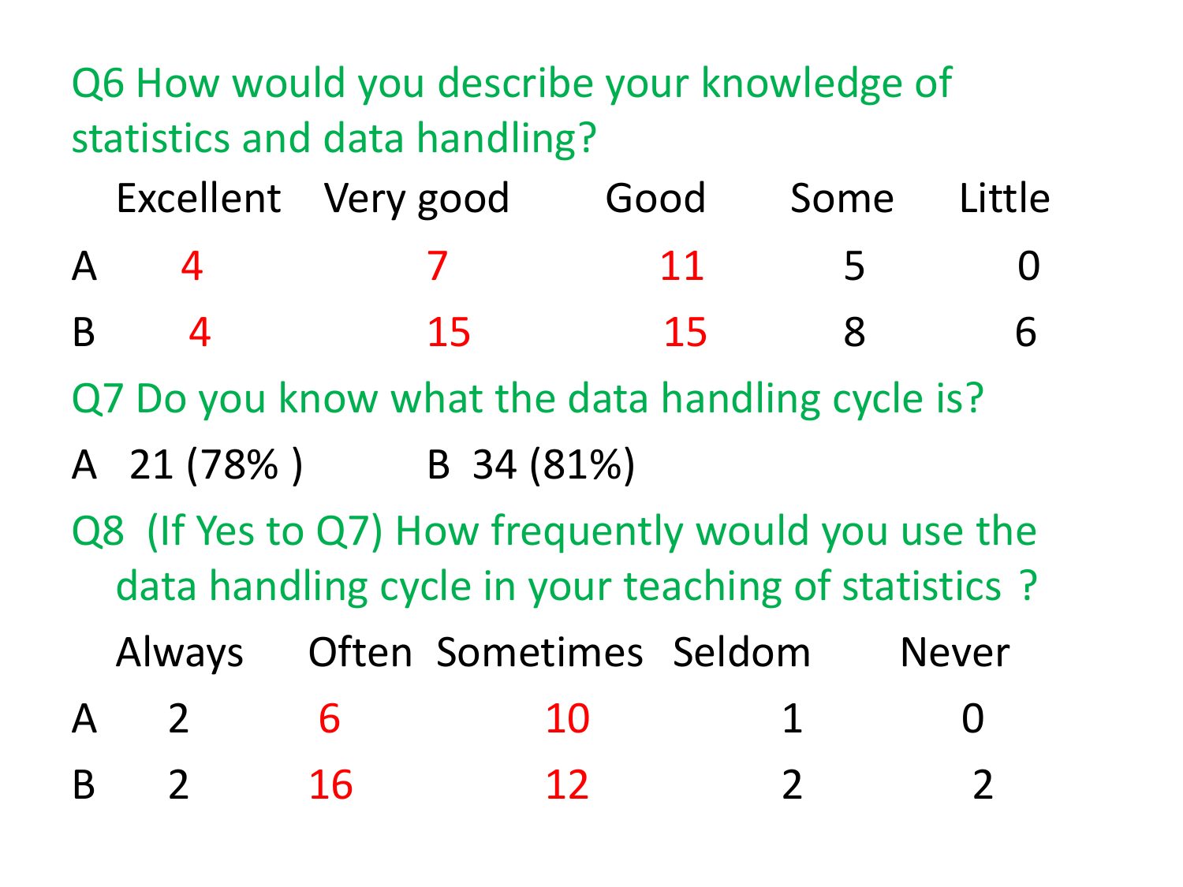Q6 How would you describe your knowledge of statistics and data handling?

| | Excellent | Very good | Good | Some | Little |
|---|---|---|---|---|---|
| A | 4 | 7 | 11 | 5 | 0 |
| B | 4 | 15 | 15 | 8 | 6 |

Q7 Do you know what the data handling cycle is?

A 21 (78% ) B 34 (81%)

Q8 (If Yes to Q7) How frequently would you use the data handling cycle in your teaching of statistics ?

| | Always | Often | Sometimes | Seldom | Never |
|---|---|---|---|---|---|
| A | 2 | 6 | 10 | 1 | 0 |
| B | 2 | 16 | 12 | 2 | 2 |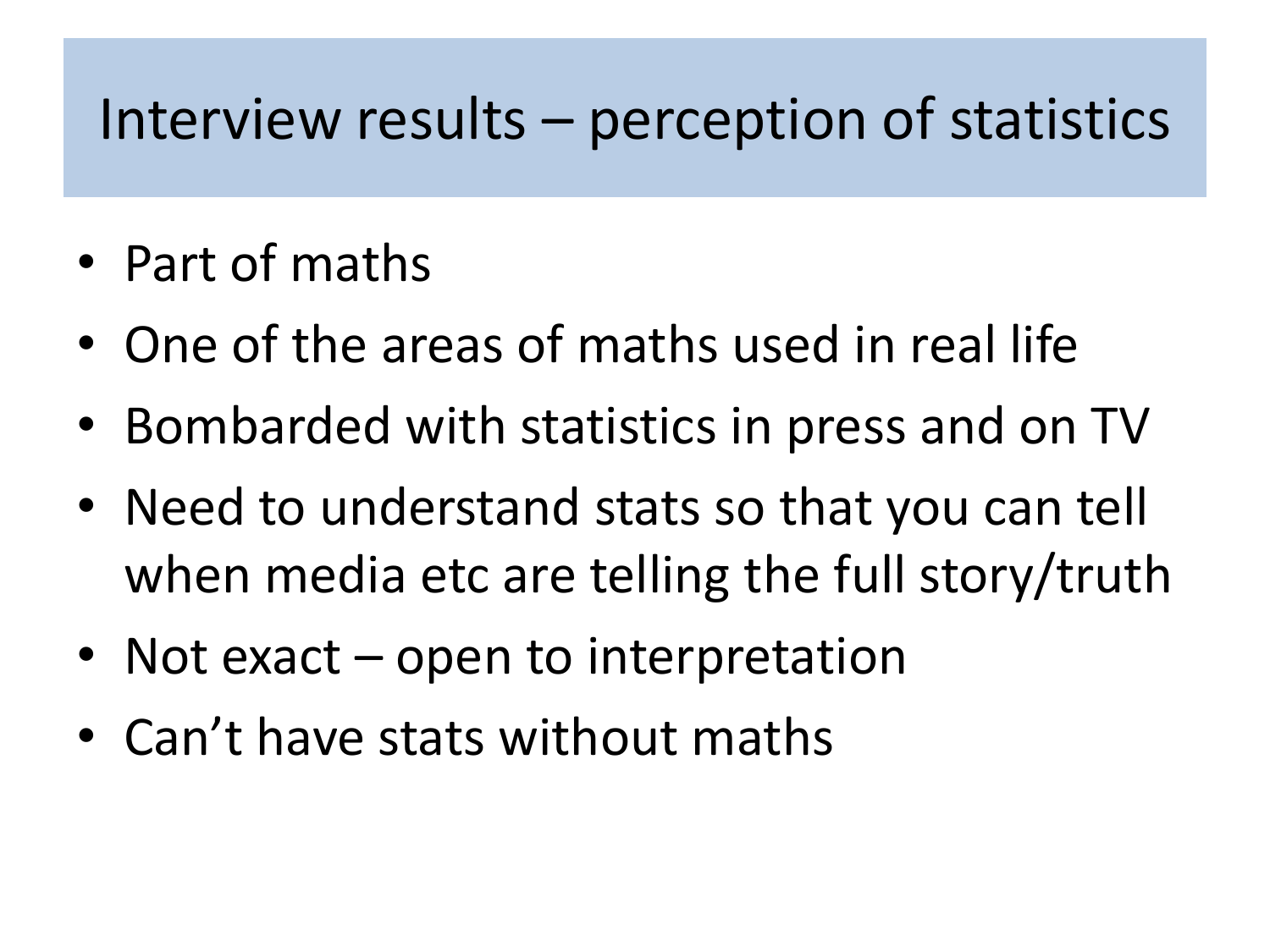# Interview results – perception of statistics

- Part of maths
- One of the areas of maths used in real life
- Bombarded with statistics in press and on TV
- Need to understand stats so that you can tell when media etc are telling the full story/truth
- Not exact – open to interpretation
- Can't have stats without maths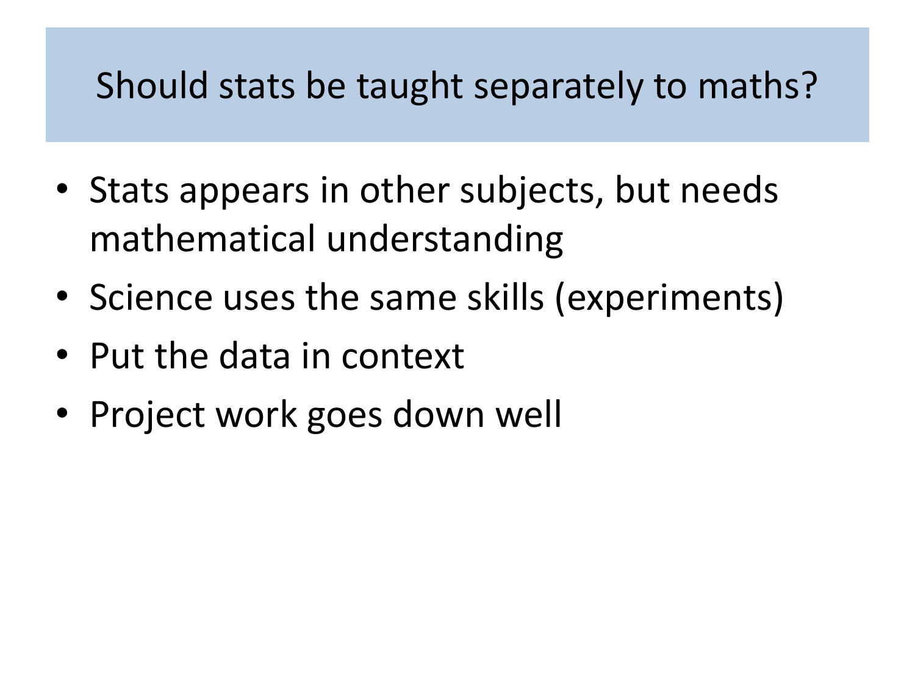# Should stats be taught separately to maths?

- Stats appears in other subjects, but needs mathematical understanding
- Science uses the same skills (experiments)
- Put the data in context
- Project work goes down well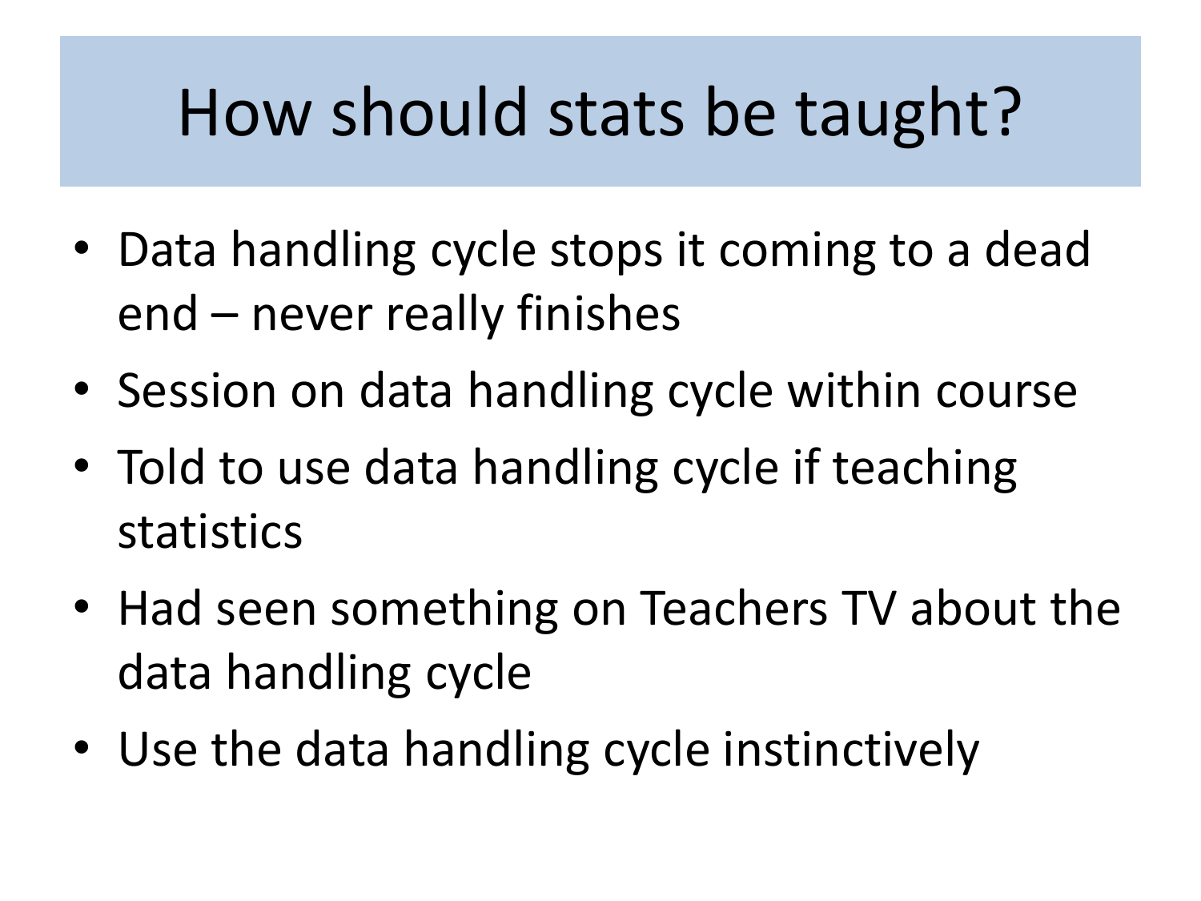# How should stats be taught?

- Data handling cycle stops it coming to a dead end – never really finishes
- Session on data handling cycle within course
- Told to use data handling cycle if teaching statistics
- Had seen something on Teachers TV about the data handling cycle
- Use the data handling cycle instinctively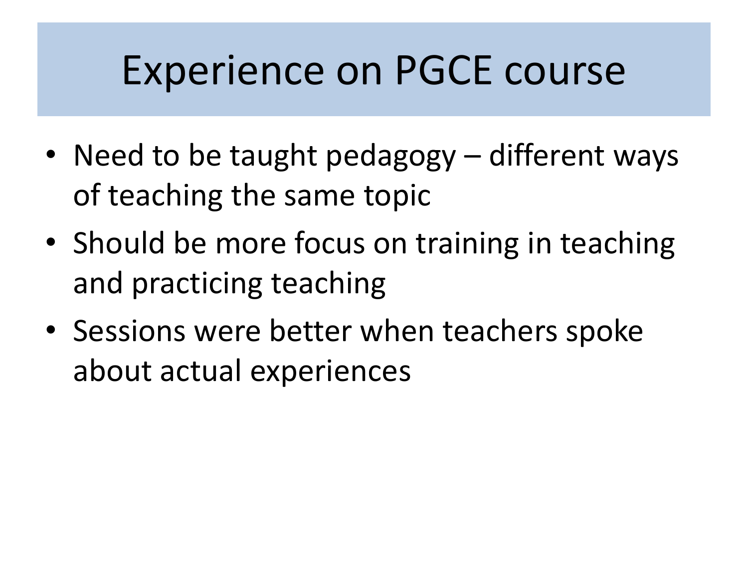# Experience on PGCE course

- Need to be taught pedagogy – different ways of teaching the same topic
- Should be more focus on training in teaching and practicing teaching
- Sessions were better when teachers spoke about actual experiences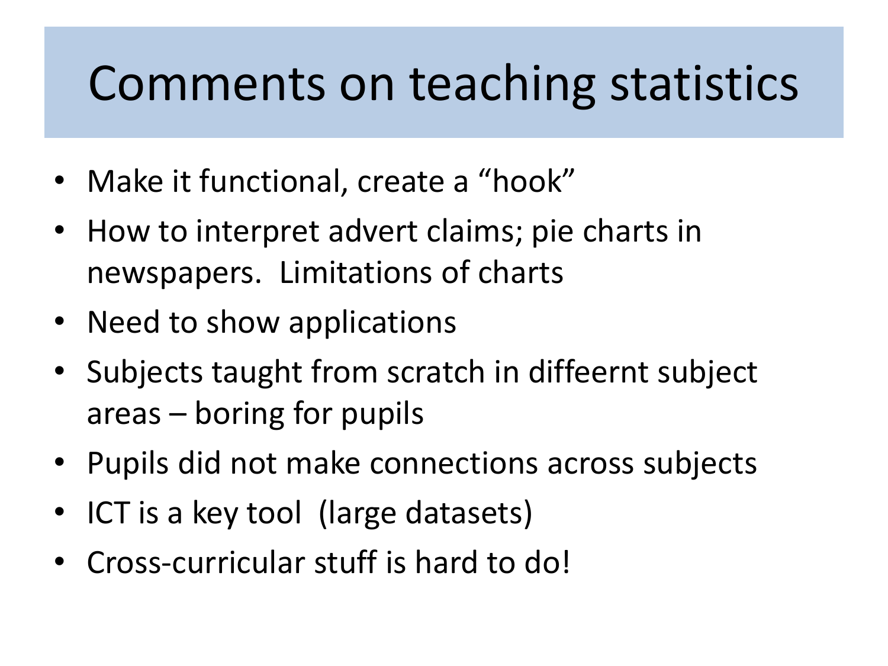# Comments on teaching statistics

- Make it functional, create a "hook"
- How to interpret advert claims; pie charts in newspapers. Limitations of charts
- Need to show applications
- Subjects taught from scratch in diffeernt subject areas – boring for pupils
- Pupils did not make connections across subjects
- ICT is a key tool (large datasets)
- Cross-curricular stuff is hard to do!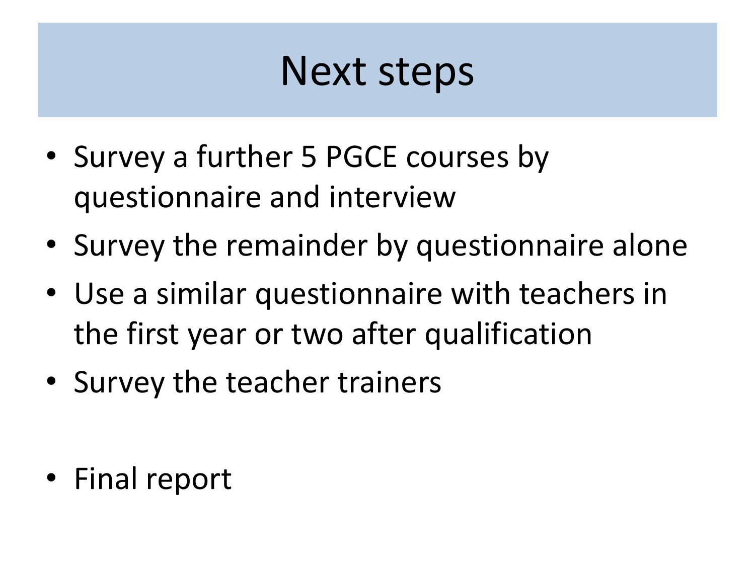# Next steps

- Survey a further 5 PGCE courses by questionnaire and interview
- Survey the remainder by questionnaire alone
- Use a similar questionnaire with teachers in the first year or two after qualification
- Survey the teacher trainers

- Final report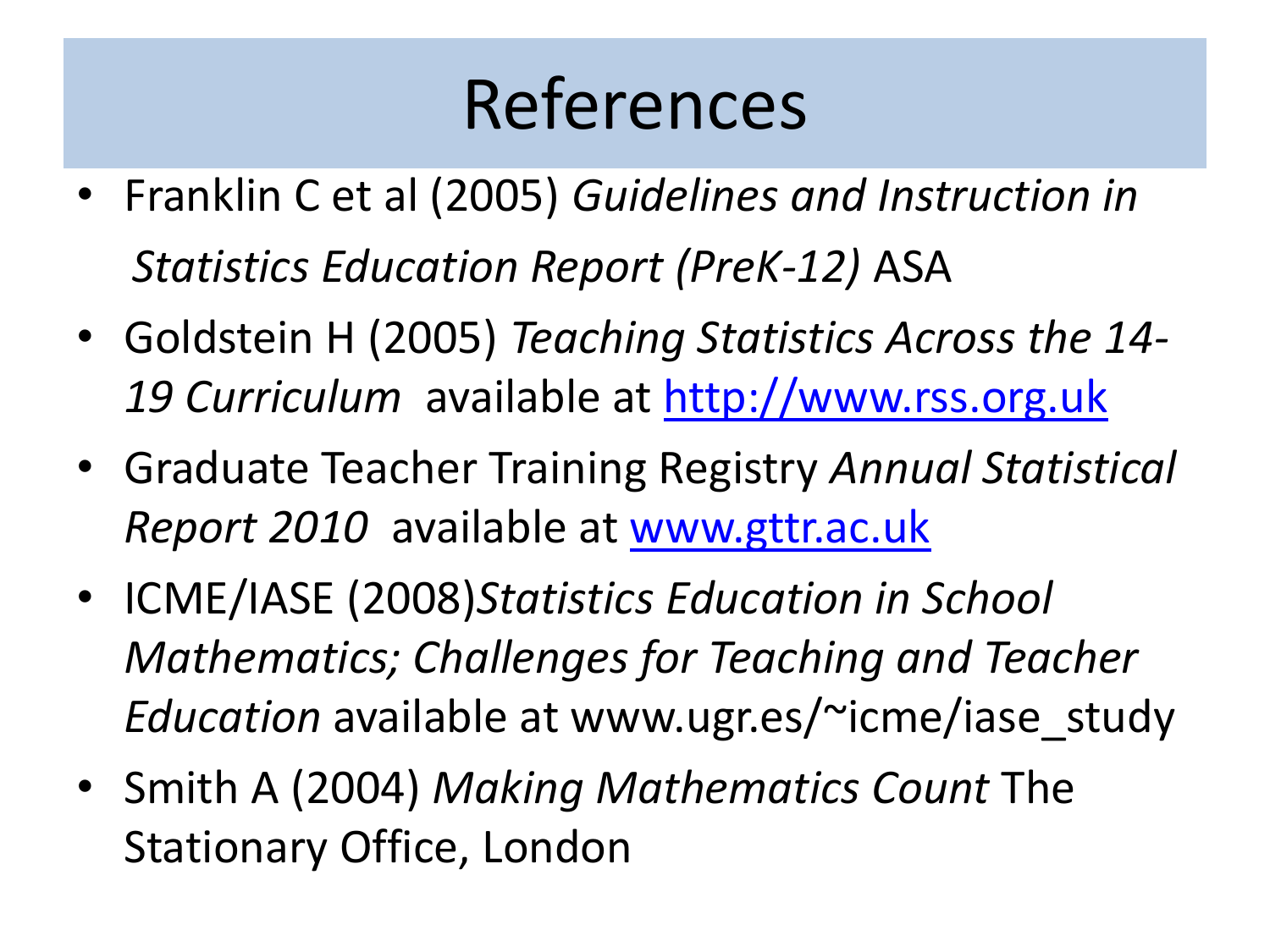# References

- Franklin C et al (2005) *Guidelines and Instruction in Statistics Education Report (PreK-12)* ASA
- Goldstein H (2005) *Teaching Statistics Across the 14-19 Curriculum* available at [http://www.rss.org.uk](http://www.rss.org.uk)
- Graduate Teacher Training Registry *Annual Statistical Report 2010* available at [www.gttr.ac.uk](www.gttr.ac.uk)
- ICME/IASE (2008)*Statistics Education in School Mathematics; Challenges for Teaching and Teacher Education* available at www.ugr.es/~icme/iase_study
- Smith A (2004) *Making Mathematics Count* The Stationary Office, London